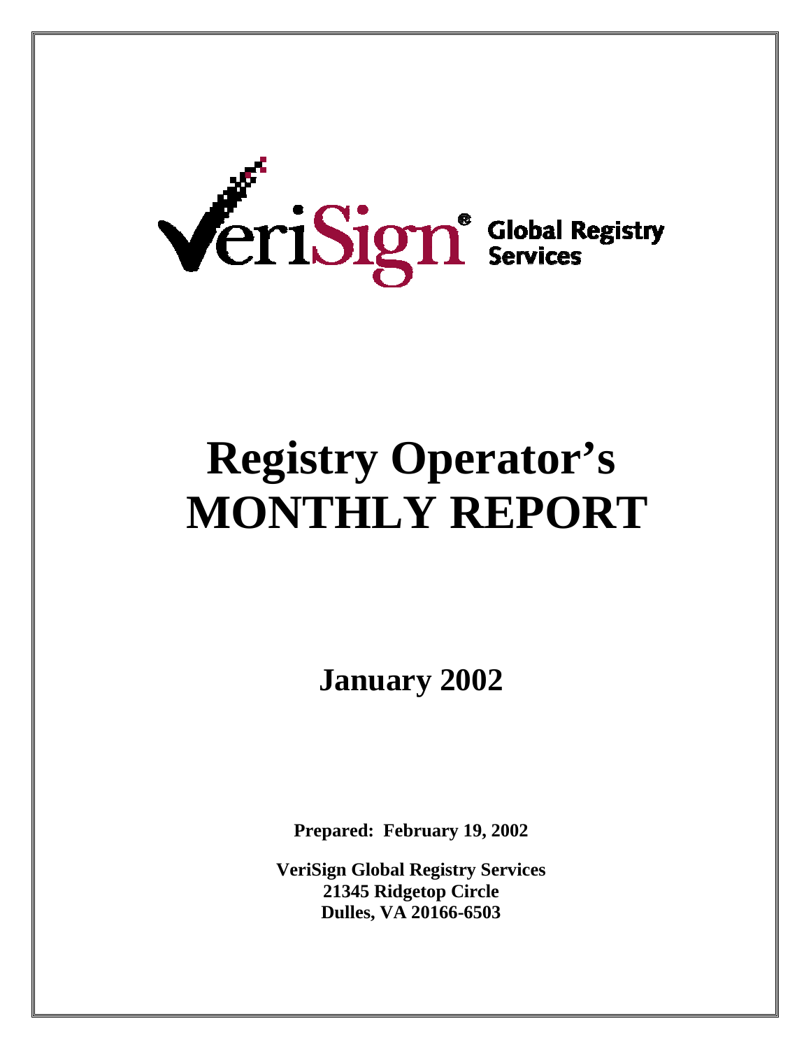VeriSign® Global Registry Services

# Registry Operator's MONTHLY REPORT

## January 2002

**Prepared: February 19, 2002**

**VeriSign Global Registry Services**
**21345 Ridgetop Circle**
**Dulles, VA 20166-6503**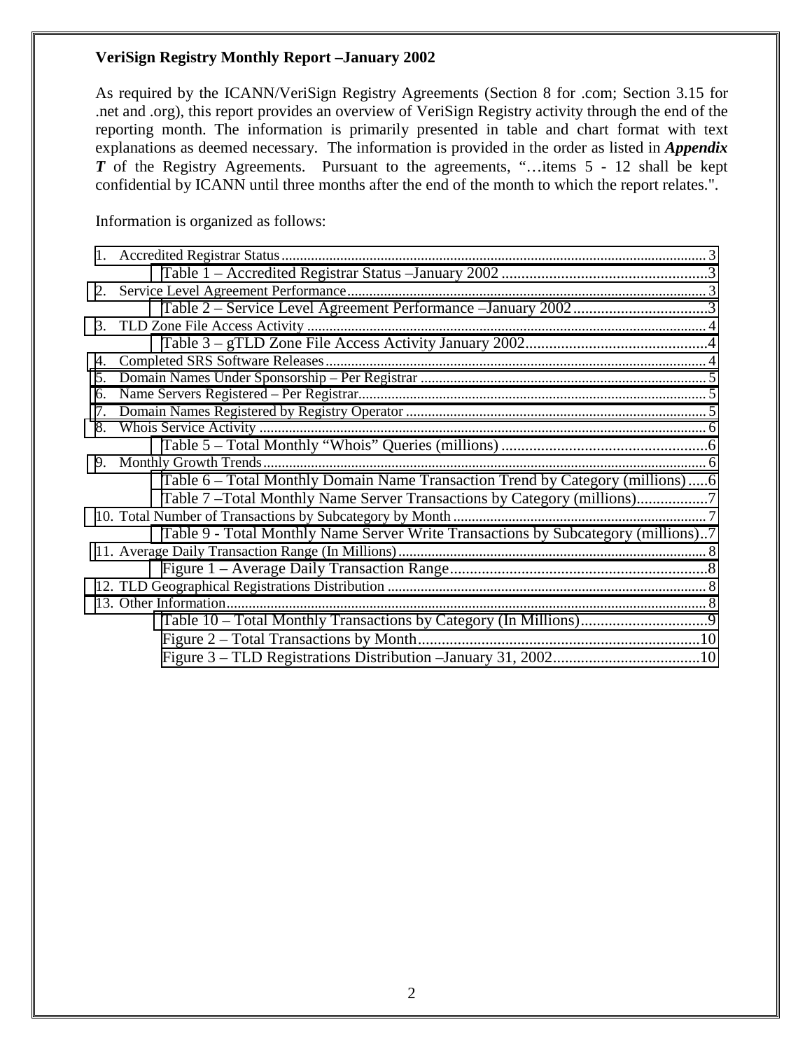**VeriSign Registry Monthly Report –January 2002**

As required by the ICANN/VeriSign Registry Agreements (Section 8 for .com; Section 3.15 for .net and .org), this report provides an overview of VeriSign Registry activity through the end of the reporting month. The information is primarily presented in table and chart format with text explanations as deemed necessary. The information is provided in the order as listed in ***Appendix T*** of the Registry Agreements. Pursuant to the agreements, "…items 5 - 12 shall be kept confidential by ICANN until three months after the end of the month to which the report relates.".

Information is organized as follows:

1. Accredited Registrar Status .......... 3
   - Table 1 – Accredited Registrar Status –January 2002 .......... 3
2. Service Level Agreement Performance .......... 3
   - Table 2 – Service Level Agreement Performance –January 2002 .......... 3
3. TLD Zone File Access Activity .......... 4
   - Table 3 – gTLD Zone File Access Activity January 2002 .......... 4
4. Completed SRS Software Releases .......... 4
5. Domain Names Under Sponsorship – Per Registrar .......... 5
6. Name Servers Registered – Per Registrar .......... 5
7. Domain Names Registered by Registry Operator .......... 5
8. Whois Service Activity .......... 6
   - Table 5 – Total Monthly "Whois" Queries (millions) .......... 6
9. Monthly Growth Trends .......... 6
   - Table 6 – Total Monthly Domain Name Transaction Trend by Category (millions) .......... 6
   - Table 7 –Total Monthly Name Server Transactions by Category (millions) .......... 7
10. Total Number of Transactions by Subcategory by Month .......... 7
    - Table 9 - Total Monthly Name Server Write Transactions by Subcategory (millions) .......... 7
11. Average Daily Transaction Range (In Millions) .......... 8
    - Figure 1 – Average Daily Transaction Range .......... 8
12. TLD Geographical Registrations Distribution .......... 8
13. Other Information .......... 8
    - Table 10 – Total Monthly Transactions by Category (In Millions) .......... 9
    - Figure 2 – Total Transactions by Month .......... 10
    - Figure 3 – TLD Registrations Distribution –January 31, 2002 .......... 10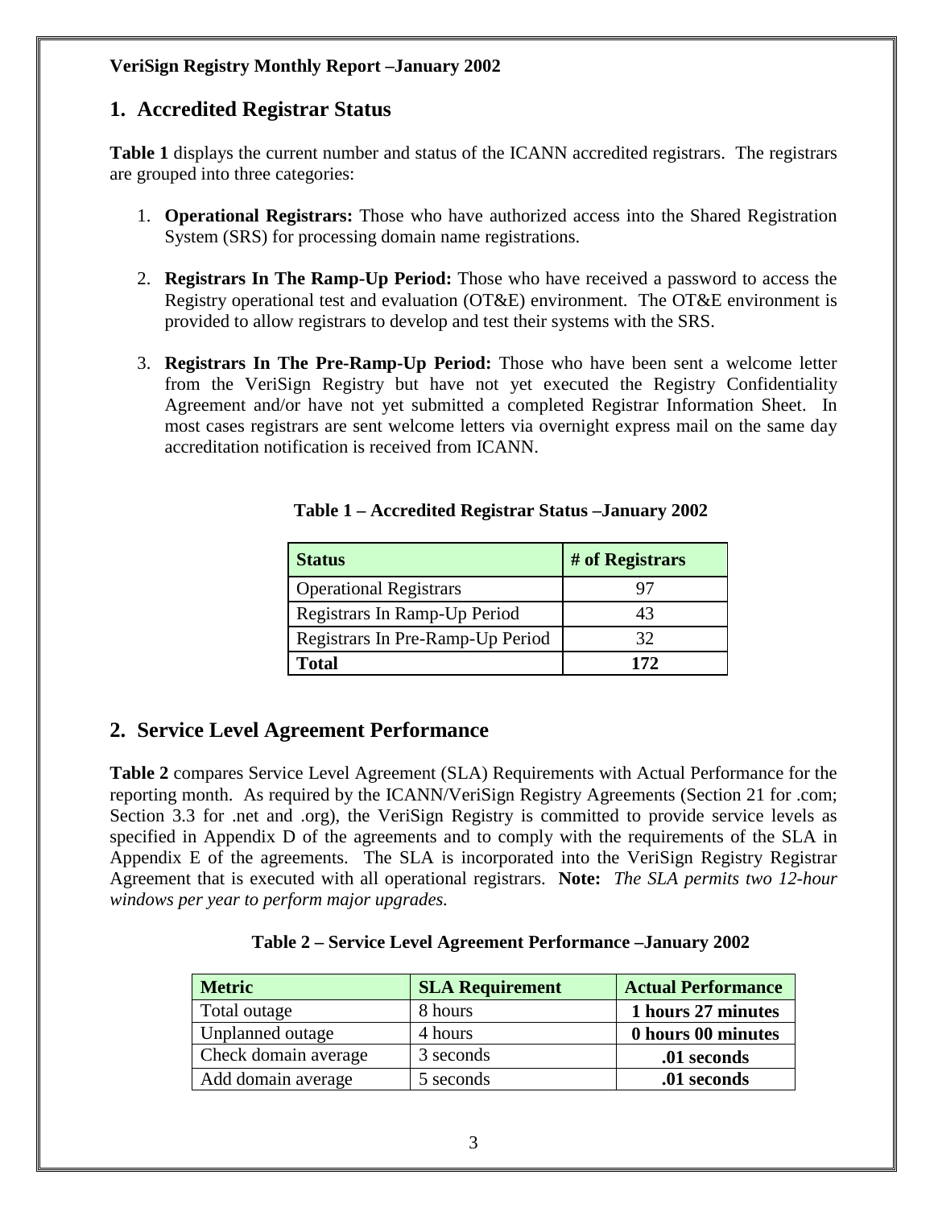**VeriSign Registry Monthly Report –January 2002**

## 1. Accredited Registrar Status

**Table 1** displays the current number and status of the ICANN accredited registrars. The registrars are grouped into three categories:

1. **Operational Registrars:** Those who have authorized access into the Shared Registration System (SRS) for processing domain name registrations.
2. **Registrars In The Ramp-Up Period:** Those who have received a password to access the Registry operational test and evaluation (OT&E) environment. The OT&E environment is provided to allow registrars to develop and test their systems with the SRS.
3. **Registrars In The Pre-Ramp-Up Period:** Those who have been sent a welcome letter from the VeriSign Registry but have not yet executed the Registry Confidentiality Agreement and/or have not yet submitted a completed Registrar Information Sheet. In most cases registrars are sent welcome letters via overnight express mail on the same day accreditation notification is received from ICANN.

**Table 1 – Accredited Registrar Status –January 2002**

| Status | # of Registrars |
|---|---|
| Operational Registrars | 97 |
| Registrars In Ramp-Up Period | 43 |
| Registrars In Pre-Ramp-Up Period | 32 |
| **Total** | **172** |

## 2. Service Level Agreement Performance

**Table 2** compares Service Level Agreement (SLA) Requirements with Actual Performance for the reporting month. As required by the ICANN/VeriSign Registry Agreements (Section 21 for .com; Section 3.3 for .net and .org), the VeriSign Registry is committed to provide service levels as specified in Appendix D of the agreements and to comply with the requirements of the SLA in Appendix E of the agreements. The SLA is incorporated into the VeriSign Registry Registrar Agreement that is executed with all operational registrars. **Note:** *The SLA permits two 12-hour windows per year to perform major upgrades.*

**Table 2 – Service Level Agreement Performance –January 2002**

| Metric | SLA Requirement | Actual Performance |
|---|---|---|
| Total outage | 8 hours | **1 hours 27 minutes** |
| Unplanned outage | 4 hours | **0 hours 00 minutes** |
| Check domain average | 3 seconds | **.01 seconds** |
| Add domain average | 5 seconds | **.01 seconds** |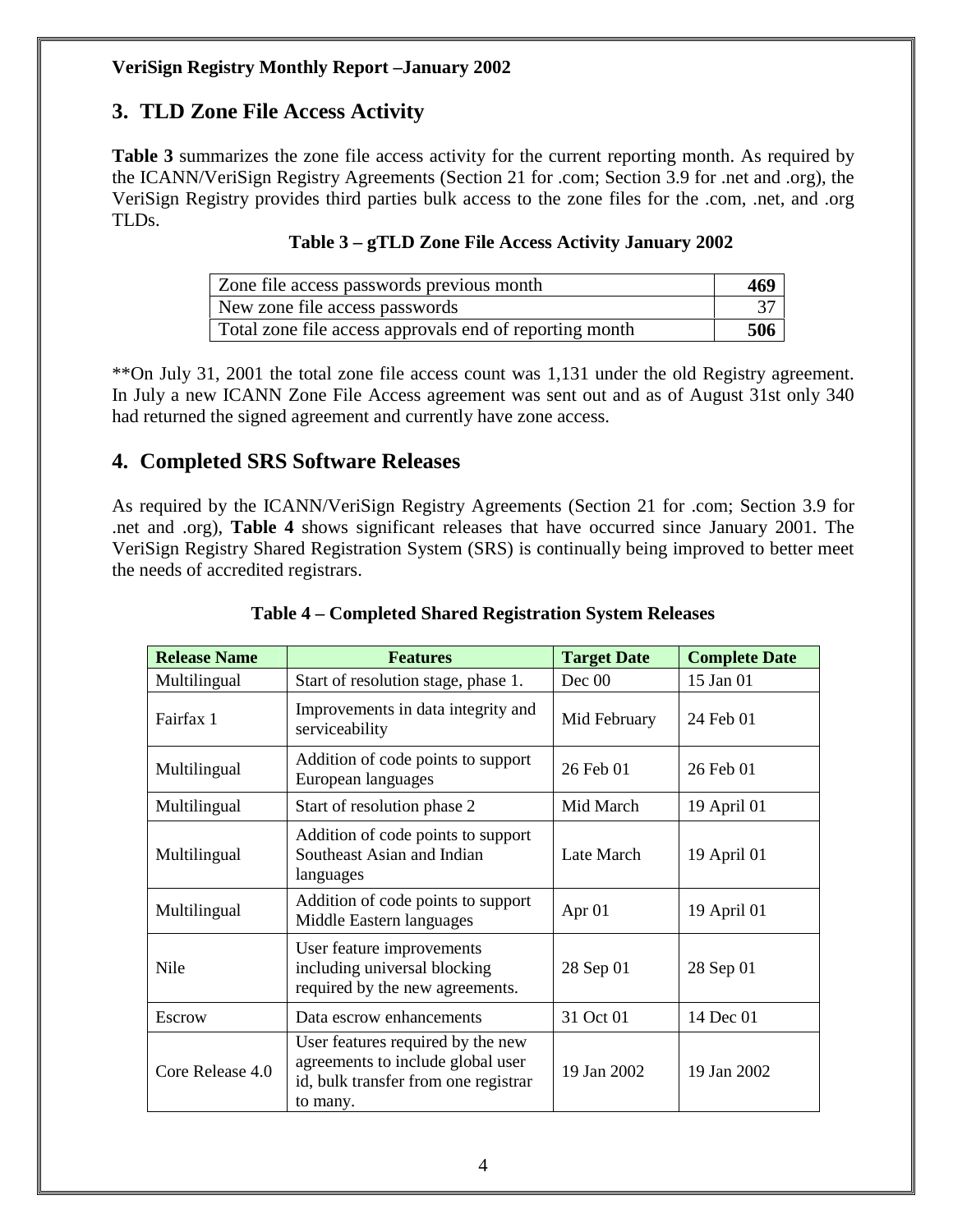## 3. TLD Zone File Access Activity

**Table 3** summarizes the zone file access activity for the current reporting month. As required by the ICANN/VeriSign Registry Agreements (Section 21 for .com; Section 3.9 for .net and .org), the VeriSign Registry provides third parties bulk access to the zone files for the .com, .net, and .org TLDs.

**Table 3 – gTLD Zone File Access Activity January 2002**

| | |
|---|---|
| Zone file access passwords previous month | **469** |
| New zone file access passwords | 37 |
| Total zone file access approvals end of reporting month | **506** |

**On July 31, 2001 the total zone file access count was 1,131 under the old Registry agreement. In July a new ICANN Zone File Access agreement was sent out and as of August 31st only 340 had returned the signed agreement and currently have zone access.

## 4. Completed SRS Software Releases

As required by the ICANN/VeriSign Registry Agreements (Section 21 for .com; Section 3.9 for .net and .org), **Table 4** shows significant releases that have occurred since January 2001. The VeriSign Registry Shared Registration System (SRS) is continually being improved to better meet the needs of accredited registrars.

**Table 4 – Completed Shared Registration System Releases**

| Release Name | Features | Target Date | Complete Date |
|---|---|---|---|
| Multilingual | Start of resolution stage, phase 1. | Dec 00 | 15 Jan 01 |
| Fairfax 1 | Improvements in data integrity and serviceability | Mid February | 24 Feb 01 |
| Multilingual | Addition of code points to support European languages | 26 Feb 01 | 26 Feb 01 |
| Multilingual | Start of resolution phase 2 | Mid March | 19 April 01 |
| Multilingual | Addition of code points to support Southeast Asian and Indian languages | Late March | 19 April 01 |
| Multilingual | Addition of code points to support Middle Eastern languages | Apr 01 | 19 April 01 |
| Nile | User feature improvements including universal blocking required by the new agreements. | 28 Sep 01 | 28 Sep 01 |
| Escrow | Data escrow enhancements | 31 Oct 01 | 14 Dec 01 |
| Core Release 4.0 | User features required by the new agreements to include global user id, bulk transfer from one registrar to many. | 19 Jan 2002 | 19 Jan 2002 |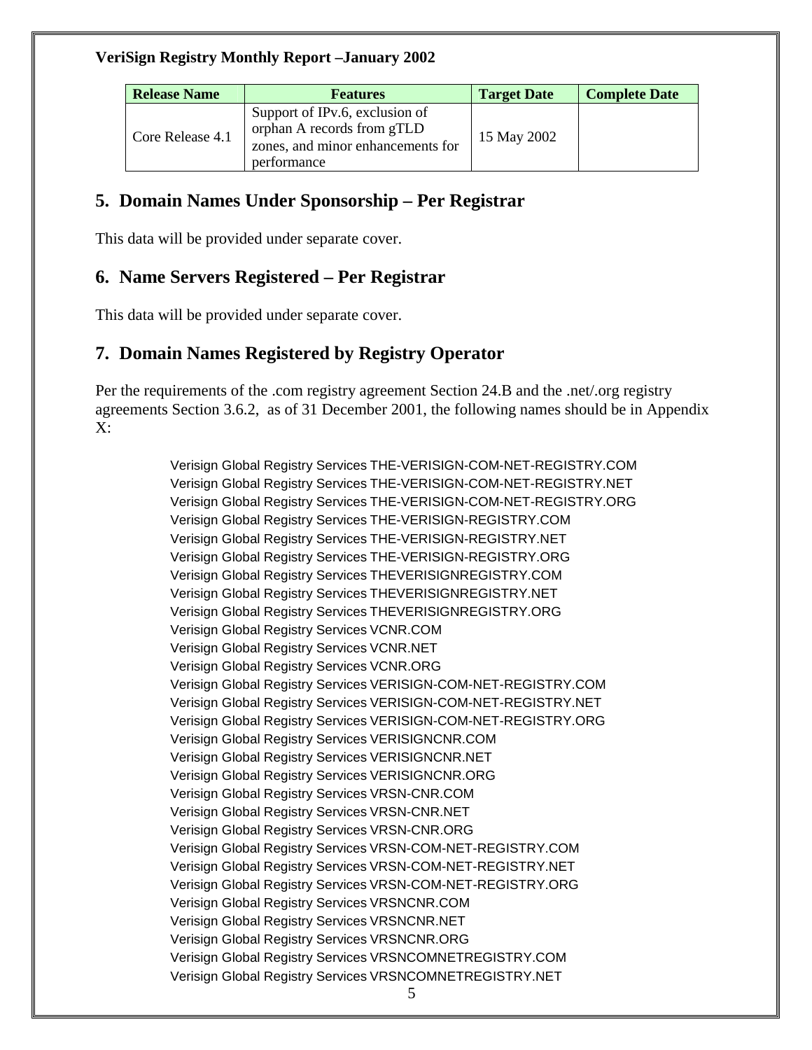| Release Name | Features | Target Date | Complete Date |
|---|---|---|---|
| Core Release 4.1 | Support of IPv.6, exclusion of orphan A records from gTLD zones, and minor enhancements for performance | 15 May 2002 | |

## 5. Domain Names Under Sponsorship – Per Registrar

This data will be provided under separate cover.

## 6. Name Servers Registered – Per Registrar

This data will be provided under separate cover.

## 7. Domain Names Registered by Registry Operator

Per the requirements of the .com registry agreement Section 24.B and the .net/.org registry agreements Section 3.6.2, as of 31 December 2001, the following names should be in Appendix X:

Verisign Global Registry Services THE-VERISIGN-COM-NET-REGISTRY.COM
Verisign Global Registry Services THE-VERISIGN-COM-NET-REGISTRY.NET
Verisign Global Registry Services THE-VERISIGN-COM-NET-REGISTRY.ORG
Verisign Global Registry Services THE-VERISIGN-REGISTRY.COM
Verisign Global Registry Services THE-VERISIGN-REGISTRY.NET
Verisign Global Registry Services THE-VERISIGN-REGISTRY.ORG
Verisign Global Registry Services THEVERISIGNREGISTRY.COM
Verisign Global Registry Services THEVERISIGNREGISTRY.NET
Verisign Global Registry Services THEVERISIGNREGISTRY.ORG
Verisign Global Registry Services VCNR.COM
Verisign Global Registry Services VCNR.NET
Verisign Global Registry Services VCNR.ORG
Verisign Global Registry Services VERISIGN-COM-NET-REGISTRY.COM
Verisign Global Registry Services VERISIGN-COM-NET-REGISTRY.NET
Verisign Global Registry Services VERISIGN-COM-NET-REGISTRY.ORG
Verisign Global Registry Services VERISIGNCNR.COM
Verisign Global Registry Services VERISIGNCNR.NET
Verisign Global Registry Services VERISIGNCNR.ORG
Verisign Global Registry Services VRSN-CNR.COM
Verisign Global Registry Services VRSN-CNR.NET
Verisign Global Registry Services VRSN-CNR.ORG
Verisign Global Registry Services VRSN-COM-NET-REGISTRY.COM
Verisign Global Registry Services VRSN-COM-NET-REGISTRY.NET
Verisign Global Registry Services VRSN-COM-NET-REGISTRY.ORG
Verisign Global Registry Services VRSNCNR.COM
Verisign Global Registry Services VRSNCNR.NET
Verisign Global Registry Services VRSNCNR.ORG
Verisign Global Registry Services VRSNCOMNETREGISTRY.COM
Verisign Global Registry Services VRSNCOMNETREGISTRY.NET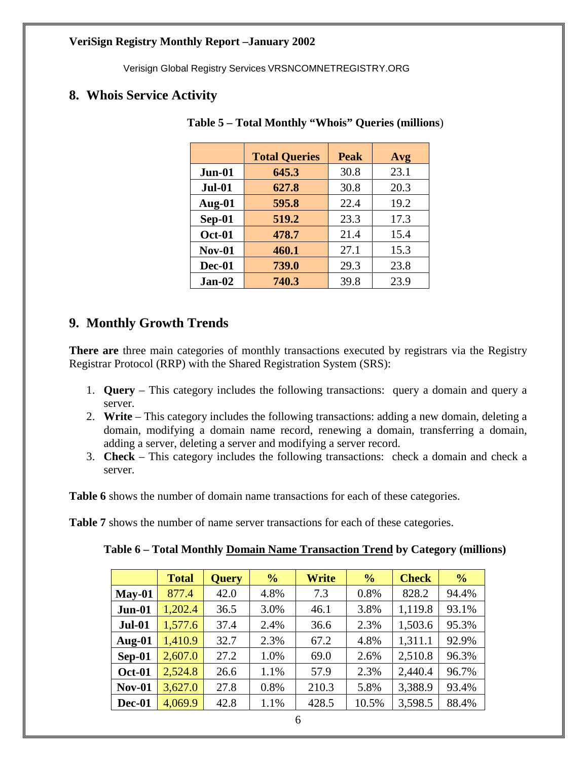## 8. Whois Service Activity

**Table 5 – Total Monthly "Whois" Queries (millions)**

| | Total Queries | Peak | Avg |
|---|---|---|---|
| **Jun-01** | **645.3** | 30.8 | 23.1 |
| **Jul-01** | **627.8** | 30.8 | 20.3 |
| **Aug-01** | **595.8** | 22.4 | 19.2 |
| **Sep-01** | **519.2** | 23.3 | 17.3 |
| **Oct-01** | **478.7** | 21.4 | 15.4 |
| **Nov-01** | **460.1** | 27.1 | 15.3 |
| **Dec-01** | **739.0** | 29.3 | 23.8 |
| **Jan-02** | **740.3** | 39.8 | 23.9 |

## 9. Monthly Growth Trends

**There are** three main categories of monthly transactions executed by registrars via the Registry Registrar Protocol (RRP) with the Shared Registration System (SRS):

1. **Query** – This category includes the following transactions: query a domain and query a server.
2. **Write** – This category includes the following transactions: adding a new domain, deleting a domain, modifying a domain name record, renewing a domain, transferring a domain, adding a server, deleting a server and modifying a server record.
3. **Check** – This category includes the following transactions: check a domain and check a server.

**Table 6** shows the number of domain name transactions for each of these categories.

**Table 7** shows the number of name server transactions for each of these categories.

**Table 6 – Total Monthly Domain Name Transaction Trend by Category (millions)**

| | Total | Query | % | Write | % | Check | % |
|---|---|---|---|---|---|---|---|
| **May-01** | 877.4 | 42.0 | 4.8% | 7.3 | 0.8% | 828.2 | 94.4% |
| **Jun-01** | 1,202.4 | 36.5 | 3.0% | 46.1 | 3.8% | 1,119.8 | 93.1% |
| **Jul-01** | 1,577.6 | 37.4 | 2.4% | 36.6 | 2.3% | 1,503.6 | 95.3% |
| **Aug-01** | 1,410.9 | 32.7 | 2.3% | 67.2 | 4.8% | 1,311.1 | 92.9% |
| **Sep-01** | 2,607.0 | 27.2 | 1.0% | 69.0 | 2.6% | 2,510.8 | 96.3% |
| **Oct-01** | 2,524.8 | 26.6 | 1.1% | 57.9 | 2.3% | 2,440.4 | 96.7% |
| **Nov-01** | 3,627.0 | 27.8 | 0.8% | 210.3 | 5.8% | 3,388.9 | 93.4% |
| **Dec-01** | 4,069.9 | 42.8 | 1.1% | 428.5 | 10.5% | 3,598.5 | 88.4% |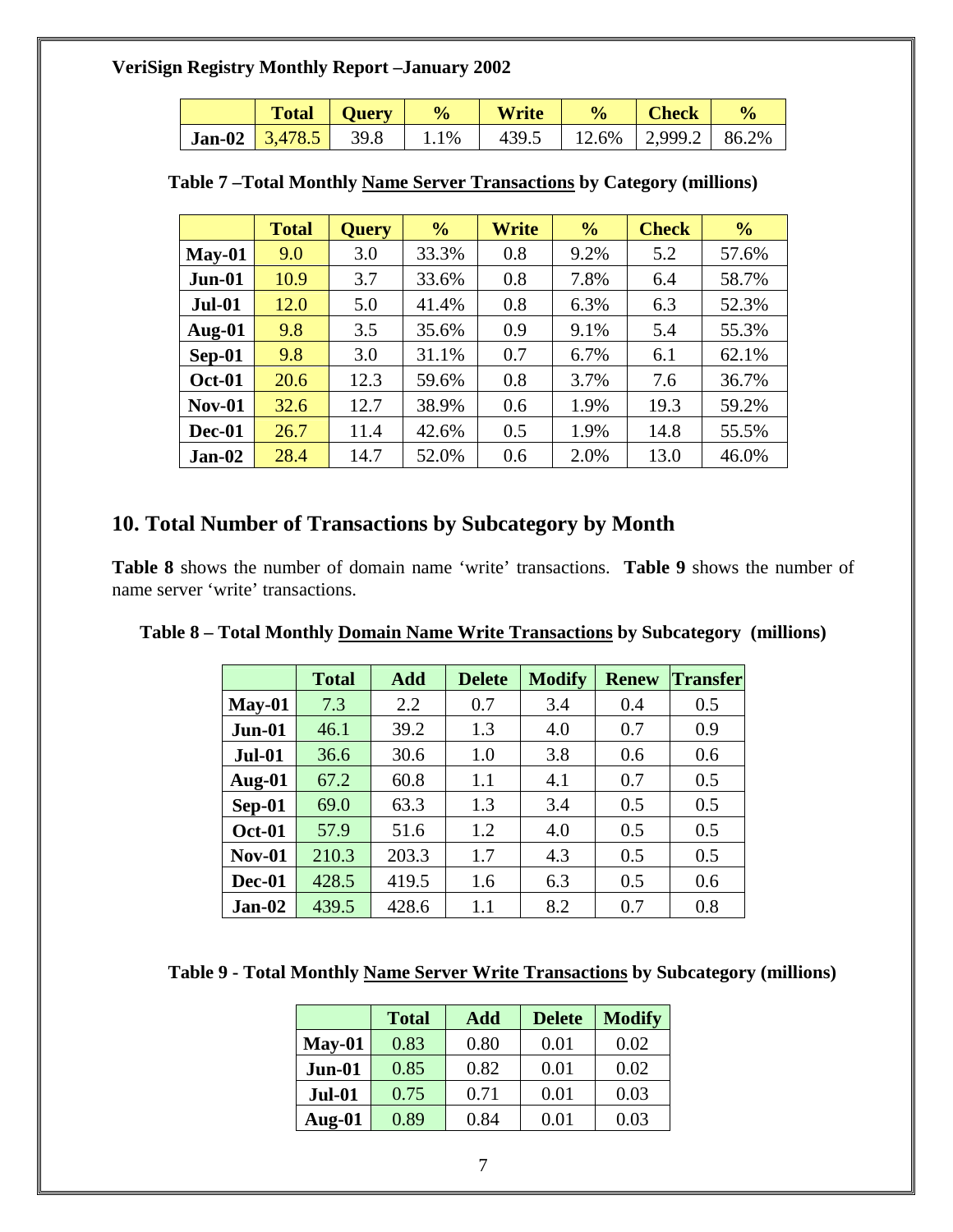**VeriSign Registry Monthly Report –January 2002**

| | Total | Query | % | Write | % | Check | % |
|---|---|---|---|---|---|---|---|
| **Jan-02** | 3,478.5 | 39.8 | 1.1% | 439.5 | 12.6% | 2,999.2 | 86.2% |

**Table 7 –Total Monthly Name Server Transactions by Category (millions)**

| | Total | Query | % | Write | % | Check | % |
|---|---|---|---|---|---|---|---|
| **May-01** | 9.0 | 3.0 | 33.3% | 0.8 | 9.2% | 5.2 | 57.6% |
| **Jun-01** | 10.9 | 3.7 | 33.6% | 0.8 | 7.8% | 6.4 | 58.7% |
| **Jul-01** | 12.0 | 5.0 | 41.4% | 0.8 | 6.3% | 6.3 | 52.3% |
| **Aug-01** | 9.8 | 3.5 | 35.6% | 0.9 | 9.1% | 5.4 | 55.3% |
| **Sep-01** | 9.8 | 3.0 | 31.1% | 0.7 | 6.7% | 6.1 | 62.1% |
| **Oct-01** | 20.6 | 12.3 | 59.6% | 0.8 | 3.7% | 7.6 | 36.7% |
| **Nov-01** | 32.6 | 12.7 | 38.9% | 0.6 | 1.9% | 19.3 | 59.2% |
| **Dec-01** | 26.7 | 11.4 | 42.6% | 0.5 | 1.9% | 14.8 | 55.5% |
| **Jan-02** | 28.4 | 14.7 | 52.0% | 0.6 | 2.0% | 13.0 | 46.0% |

## 10. Total Number of Transactions by Subcategory by Month

**Table 8** shows the number of domain name 'write' transactions. **Table 9** shows the number of name server 'write' transactions.

**Table 8 – Total Monthly Domain Name Write Transactions by Subcategory (millions)**

| | Total | Add | Delete | Modify | Renew | Transfer |
|---|---|---|---|---|---|---|
| **May-01** | 7.3 | 2.2 | 0.7 | 3.4 | 0.4 | 0.5 |
| **Jun-01** | 46.1 | 39.2 | 1.3 | 4.0 | 0.7 | 0.9 |
| **Jul-01** | 36.6 | 30.6 | 1.0 | 3.8 | 0.6 | 0.6 |
| **Aug-01** | 67.2 | 60.8 | 1.1 | 4.1 | 0.7 | 0.5 |
| **Sep-01** | 69.0 | 63.3 | 1.3 | 3.4 | 0.5 | 0.5 |
| **Oct-01** | 57.9 | 51.6 | 1.2 | 4.0 | 0.5 | 0.5 |
| **Nov-01** | 210.3 | 203.3 | 1.7 | 4.3 | 0.5 | 0.5 |
| **Dec-01** | 428.5 | 419.5 | 1.6 | 6.3 | 0.5 | 0.6 |
| **Jan-02** | 439.5 | 428.6 | 1.1 | 8.2 | 0.7 | 0.8 |

**Table 9 - Total Monthly Name Server Write Transactions by Subcategory (millions)**

| | Total | Add | Delete | Modify |
|---|---|---|---|---|
| **May-01** | 0.83 | 0.80 | 0.01 | 0.02 |
| **Jun-01** | 0.85 | 0.82 | 0.01 | 0.02 |
| **Jul-01** | 0.75 | 0.71 | 0.01 | 0.03 |
| **Aug-01** | 0.89 | 0.84 | 0.01 | 0.03 |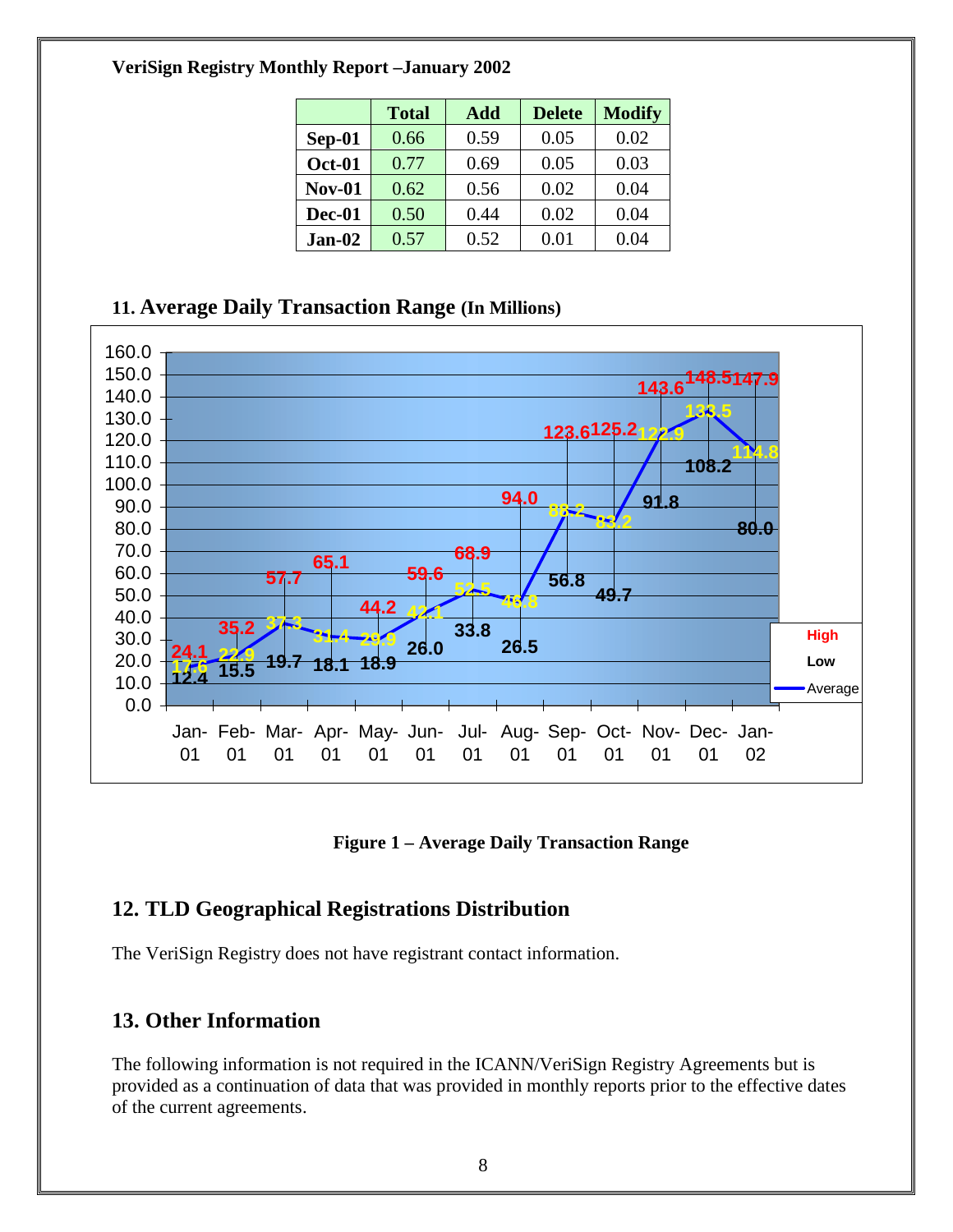**VeriSign Registry Monthly Report –January 2002**

| | Total | Add | Delete | Modify |
|---|---|---|---|---|
| **Sep-01** | 0.66 | 0.59 | 0.05 | 0.02 |
| **Oct-01** | 0.77 | 0.69 | 0.05 | 0.03 |
| **Nov-01** | 0.62 | 0.56 | 0.02 | 0.04 |
| **Dec-01** | 0.50 | 0.44 | 0.02 | 0.04 |
| **Jan-02** | 0.57 | 0.52 | 0.01 | 0.04 |

## 11. Average Daily Transaction Range (In Millions)

| Month | High | Low | Average |
|---|---|---|---|
| Jan-01 | 24.1 | 12.4 | 17.6 |
| Feb-01 | 35.2 | 15.5 | 22.9 |
| Mar-01 | 57.7 | 19.7 | 37.3 |
| Apr-01 | 65.1 | 18.1 | 31.4 |
| May-01 | 44.2 | 18.9 | 29.9 |
| Jun-01 | 59.6 | 26.0 | 42.1 |
| Jul-01 | 68.9 | 33.8 | 52.5 |
| Aug-01 | 94.0 | 26.5 | 46.8 |
| Sep-01 | 123.6 | 56.8 | 88.2 |
| Oct-01 | 125.2 | 49.7 | 83.2 |
| Nov-01 | 143.6 | 91.8 | 122.9 |
| Dec-01 | 148.5 | 108.2 | 133.5 |
| Jan-02 | 147.9 | 80.0 | 114.8 |

**Figure 1 – Average Daily Transaction Range**

## 12. TLD Geographical Registrations Distribution

The VeriSign Registry does not have registrant contact information.

## 13. Other Information

The following information is not required in the ICANN/VeriSign Registry Agreements but is provided as a continuation of data that was provided in monthly reports prior to the effective dates of the current agreements.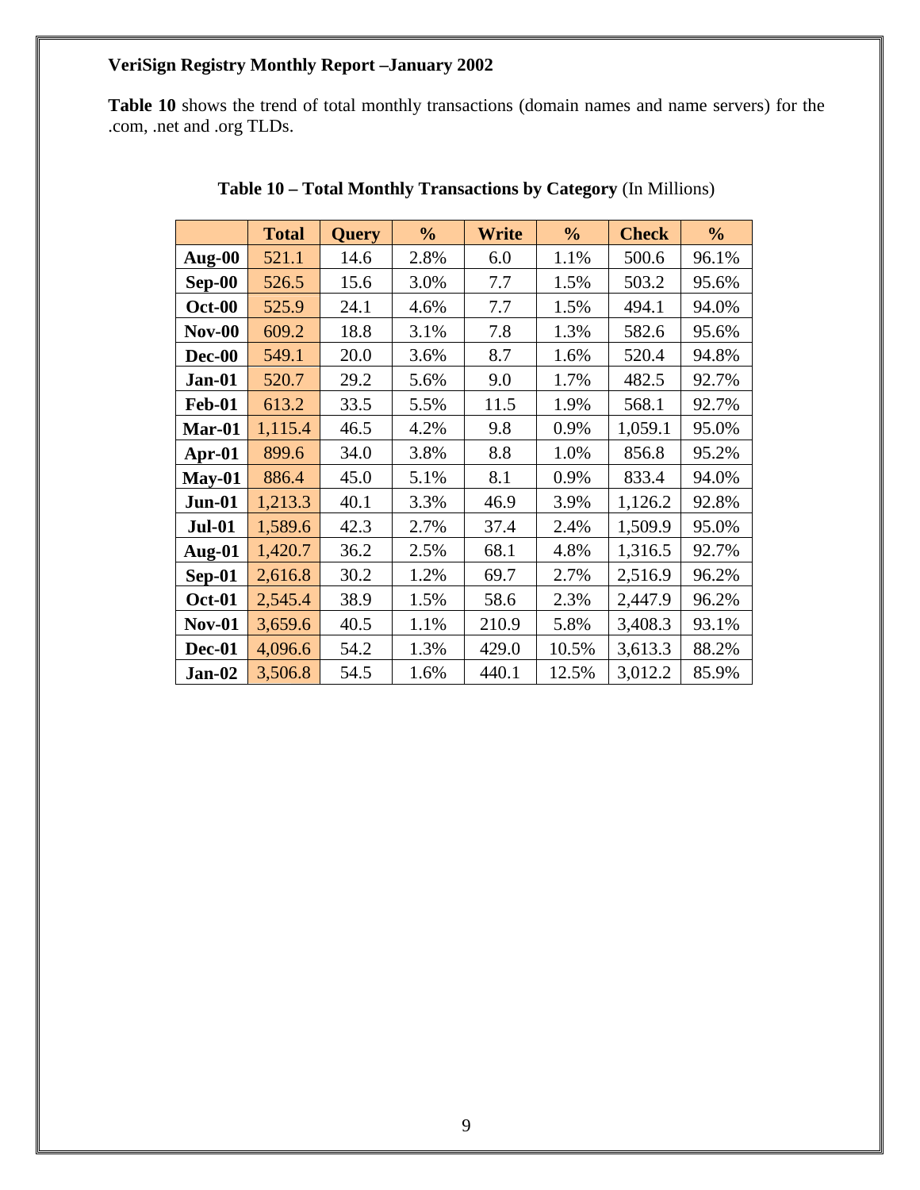**VeriSign Registry Monthly Report –January 2002**

**Table 10** shows the trend of total monthly transactions (domain names and name servers) for the .com, .net and .org TLDs.

**Table 10 – Total Monthly Transactions by Category** (In Millions)

| | Total | Query | % | Write | % | Check | % |
|---|---|---|---|---|---|---|---|
| **Aug-00** | 521.1 | 14.6 | 2.8% | 6.0 | 1.1% | 500.6 | 96.1% |
| **Sep-00** | 526.5 | 15.6 | 3.0% | 7.7 | 1.5% | 503.2 | 95.6% |
| **Oct-00** | 525.9 | 24.1 | 4.6% | 7.7 | 1.5% | 494.1 | 94.0% |
| **Nov-00** | 609.2 | 18.8 | 3.1% | 7.8 | 1.3% | 582.6 | 95.6% |
| **Dec-00** | 549.1 | 20.0 | 3.6% | 8.7 | 1.6% | 520.4 | 94.8% |
| **Jan-01** | 520.7 | 29.2 | 5.6% | 9.0 | 1.7% | 482.5 | 92.7% |
| **Feb-01** | 613.2 | 33.5 | 5.5% | 11.5 | 1.9% | 568.1 | 92.7% |
| **Mar-01** | 1,115.4 | 46.5 | 4.2% | 9.8 | 0.9% | 1,059.1 | 95.0% |
| **Apr-01** | 899.6 | 34.0 | 3.8% | 8.8 | 1.0% | 856.8 | 95.2% |
| **May-01** | 886.4 | 45.0 | 5.1% | 8.1 | 0.9% | 833.4 | 94.0% |
| **Jun-01** | 1,213.3 | 40.1 | 3.3% | 46.9 | 3.9% | 1,126.2 | 92.8% |
| **Jul-01** | 1,589.6 | 42.3 | 2.7% | 37.4 | 2.4% | 1,509.9 | 95.0% |
| **Aug-01** | 1,420.7 | 36.2 | 2.5% | 68.1 | 4.8% | 1,316.5 | 92.7% |
| **Sep-01** | 2,616.8 | 30.2 | 1.2% | 69.7 | 2.7% | 2,516.9 | 96.2% |
| **Oct-01** | 2,545.4 | 38.9 | 1.5% | 58.6 | 2.3% | 2,447.9 | 96.2% |
| **Nov-01** | 3,659.6 | 40.5 | 1.1% | 210.9 | 5.8% | 3,408.3 | 93.1% |
| **Dec-01** | 4,096.6 | 54.2 | 1.3% | 429.0 | 10.5% | 3,613.3 | 88.2% |
| **Jan-02** | 3,506.8 | 54.5 | 1.6% | 440.1 | 12.5% | 3,012.2 | 85.9% |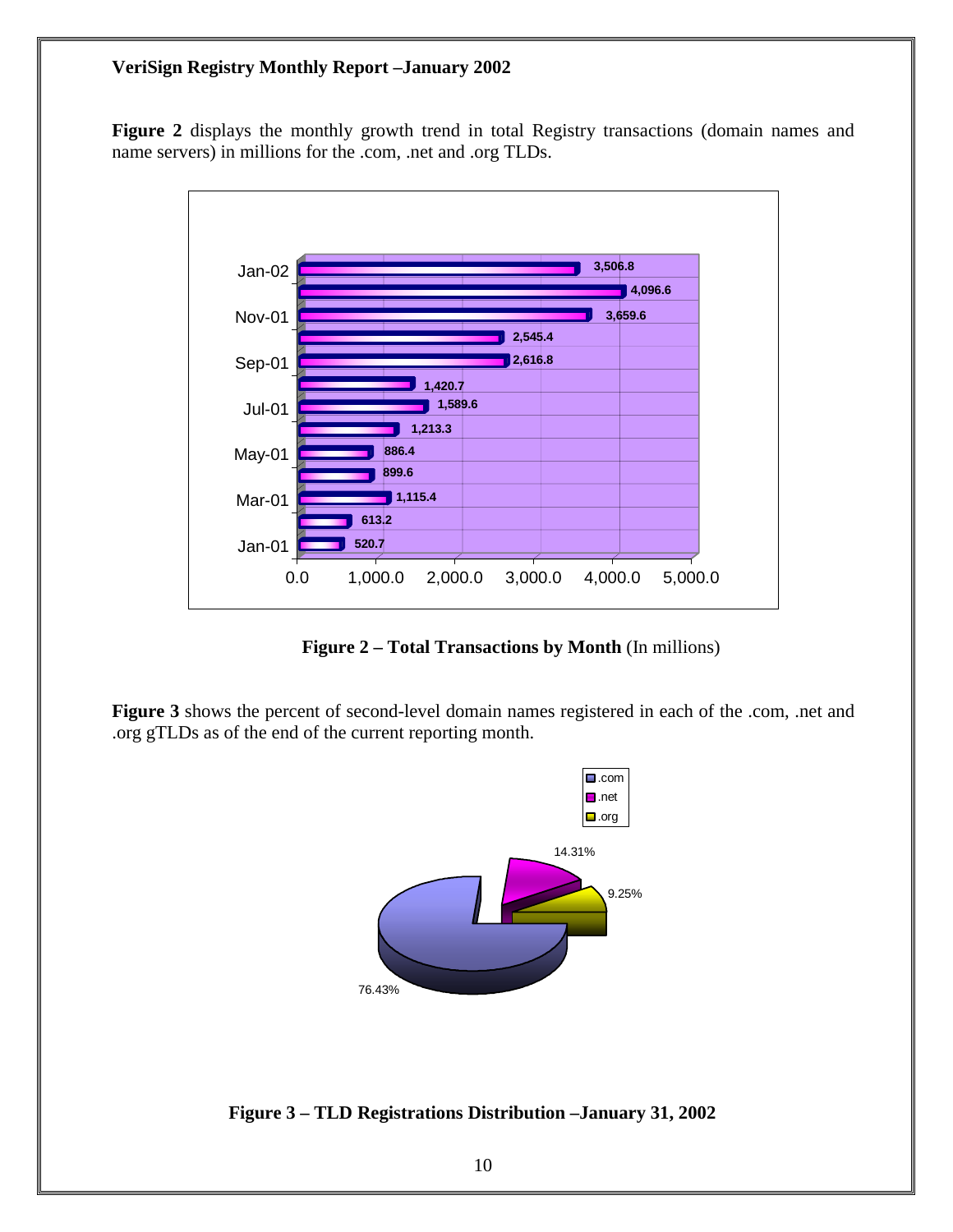**VeriSign Registry Monthly Report –January 2002**

**Figure 2** displays the monthly growth trend in total Registry transactions (domain names and name servers) in millions for the .com, .net and .org TLDs.

| Month | Transactions |
| --- | --- |
| Jan-01 | 520.7 |
| Feb-01 | 613.2 |
| Mar-01 | 1,115.4 |
| Apr-01 | 899.6 |
| May-01 | 886.4 |
| Jun-01 | 1,213.3 |
| Jul-01 | 1,589.6 |
| Aug-01 | 1,420.7 |
| Sep-01 | 2,616.8 |
| Oct-01 | 2,545.4 |
| Nov-01 | 3,659.6 |
| Dec-01 | 4,096.6 |
| Jan-02 | 3,506.8 |

**Figure 2 – Total Transactions by Month** (In millions)

**Figure 3** shows the percent of second-level domain names registered in each of the .com, .net and .org gTLDs as of the end of the current reporting month.

| TLD | Percent |
| --- | --- |
| .com | 76.43% |
| .net | 14.31% |
| .org | 9.25% |

**Figure 3 – TLD Registrations Distribution –January 31, 2002**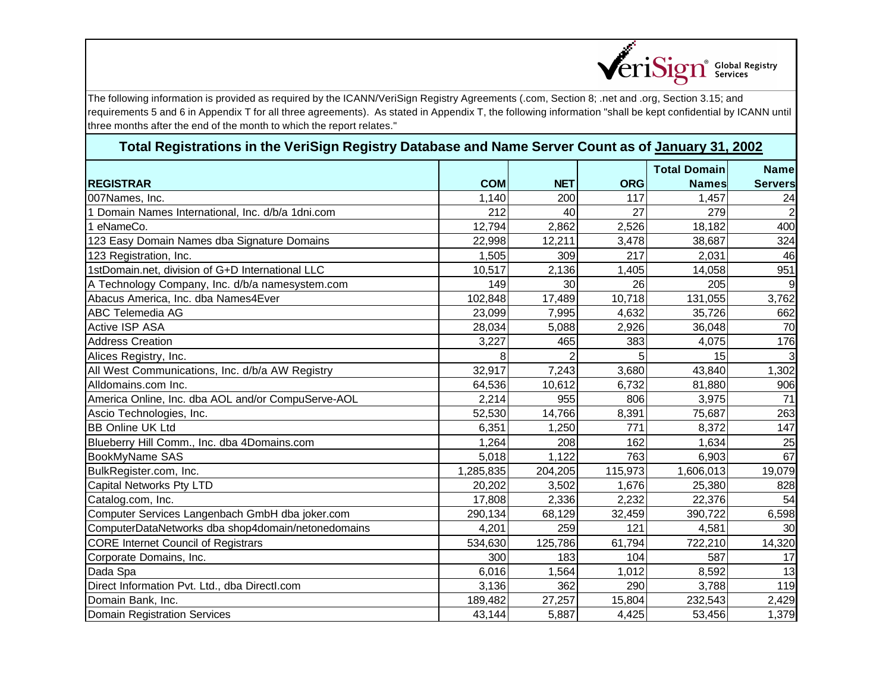The following information is provided as required by the ICANN/VeriSign Registry Agreements (.com, Section 8; .net and .org, Section 3.15; and requirements 5 and 6 in Appendix T for all three agreements). As stated in Appendix T, the following information "shall be kept confidential by ICANN until three months after the end of the month to which the report relates."

## Total Registrations in the VeriSign Registry Database and Name Server Count as of January 31, 2002

| REGISTRAR | COM | NET | ORG | Total Domain Names | Name Servers |
|---|---|---|---|---|---|
| 007Names, Inc. | 1,140 | 200 | 117 | 1,457 | 24 |
| 1 Domain Names International, Inc. d/b/a 1dni.com | 212 | 40 | 27 | 279 | 2 |
| 1 eNameCo. | 12,794 | 2,862 | 2,526 | 18,182 | 400 |
| 123 Easy Domain Names dba Signature Domains | 22,998 | 12,211 | 3,478 | 38,687 | 324 |
| 123 Registration, Inc. | 1,505 | 309 | 217 | 2,031 | 46 |
| 1stDomain.net, division of G+D International LLC | 10,517 | 2,136 | 1,405 | 14,058 | 951 |
| A Technology Company, Inc. d/b/a namesystem.com | 149 | 30 | 26 | 205 | 9 |
| Abacus America, Inc. dba Names4Ever | 102,848 | 17,489 | 10,718 | 131,055 | 3,762 |
| ABC Telemedia AG | 23,099 | 7,995 | 4,632 | 35,726 | 662 |
| Active ISP ASA | 28,034 | 5,088 | 2,926 | 36,048 | 70 |
| Address Creation | 3,227 | 465 | 383 | 4,075 | 176 |
| Alices Registry, Inc. | 8 | 2 | 5 | 15 | 3 |
| All West Communications, Inc. d/b/a AW Registry | 32,917 | 7,243 | 3,680 | 43,840 | 1,302 |
| Alldomains.com Inc. | 64,536 | 10,612 | 6,732 | 81,880 | 906 |
| America Online, Inc. dba AOL and/or CompuServe-AOL | 2,214 | 955 | 806 | 3,975 | 71 |
| Ascio Technologies, Inc. | 52,530 | 14,766 | 8,391 | 75,687 | 263 |
| BB Online UK Ltd | 6,351 | 1,250 | 771 | 8,372 | 147 |
| Blueberry Hill Comm., Inc. dba 4Domains.com | 1,264 | 208 | 162 | 1,634 | 25 |
| BookMyName SAS | 5,018 | 1,122 | 763 | 6,903 | 67 |
| BulkRegister.com, Inc. | 1,285,835 | 204,205 | 115,973 | 1,606,013 | 19,079 |
| Capital Networks Pty LTD | 20,202 | 3,502 | 1,676 | 25,380 | 828 |
| Catalog.com, Inc. | 17,808 | 2,336 | 2,232 | 22,376 | 54 |
| Computer Services Langenbach GmbH dba joker.com | 290,134 | 68,129 | 32,459 | 390,722 | 6,598 |
| ComputerDataNetworks dba shop4domain/netonedomains | 4,201 | 259 | 121 | 4,581 | 30 |
| CORE Internet Council of Registrars | 534,630 | 125,786 | 61,794 | 722,210 | 14,320 |
| Corporate Domains, Inc. | 300 | 183 | 104 | 587 | 17 |
| Dada Spa | 6,016 | 1,564 | 1,012 | 8,592 | 13 |
| Direct Information Pvt. Ltd., dba Directl.com | 3,136 | 362 | 290 | 3,788 | 119 |
| Domain Bank, Inc. | 189,482 | 27,257 | 15,804 | 232,543 | 2,429 |
| Domain Registration Services | 43,144 | 5,887 | 4,425 | 53,456 | 1,379 |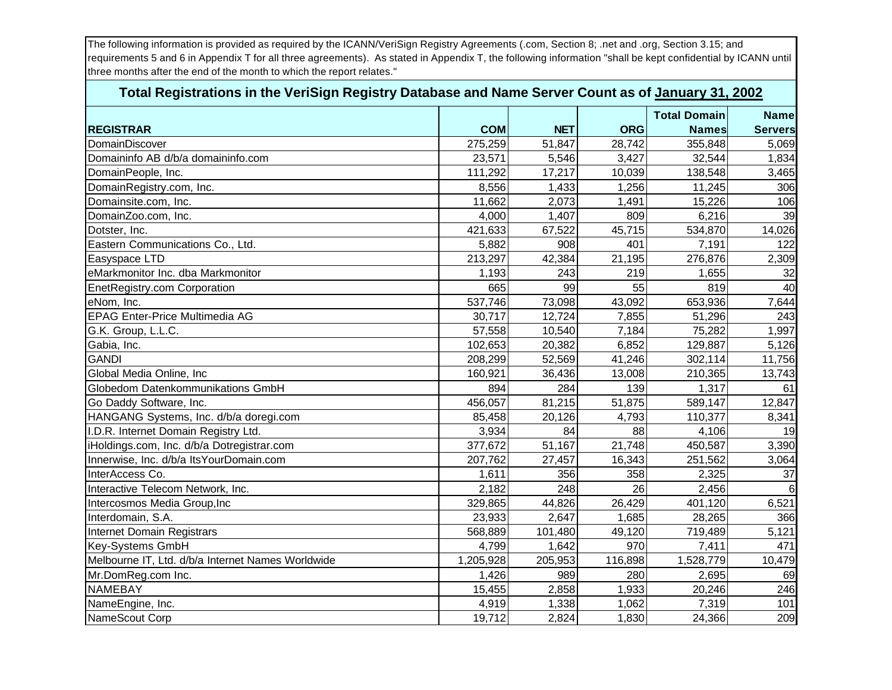The following information is provided as required by the ICANN/VeriSign Registry Agreements (.com, Section 8; .net and .org, Section 3.15; and requirements 5 and 6 in Appendix T for all three agreements). As stated in Appendix T, the following information "shall be kept confidential by ICANN until three months after the end of the month to which the report relates."

## Total Registrations in the VeriSign Registry Database and Name Server Count as of January 31, 2002

| REGISTRAR | COM | NET | ORG | Total Domain Names | Name Servers |
|---|---|---|---|---|---|
| DomainDiscover | 275,259 | 51,847 | 28,742 | 355,848 | 5,069 |
| Domaininfo AB d/b/a domaininfo.com | 23,571 | 5,546 | 3,427 | 32,544 | 1,834 |
| DomainPeople, Inc. | 111,292 | 17,217 | 10,039 | 138,548 | 3,465 |
| DomainRegistry.com, Inc. | 8,556 | 1,433 | 1,256 | 11,245 | 306 |
| Domainsite.com, Inc. | 11,662 | 2,073 | 1,491 | 15,226 | 106 |
| DomainZoo.com, Inc. | 4,000 | 1,407 | 809 | 6,216 | 39 |
| Dotster, Inc. | 421,633 | 67,522 | 45,715 | 534,870 | 14,026 |
| Eastern Communications Co., Ltd. | 5,882 | 908 | 401 | 7,191 | 122 |
| Easyspace LTD | 213,297 | 42,384 | 21,195 | 276,876 | 2,309 |
| eMarkmonitor Inc. dba Markmonitor | 1,193 | 243 | 219 | 1,655 | 32 |
| EnetRegistry.com Corporation | 665 | 99 | 55 | 819 | 40 |
| eNom, Inc. | 537,746 | 73,098 | 43,092 | 653,936 | 7,644 |
| EPAG Enter-Price Multimedia AG | 30,717 | 12,724 | 7,855 | 51,296 | 243 |
| G.K. Group, L.L.C. | 57,558 | 10,540 | 7,184 | 75,282 | 1,997 |
| Gabia, Inc. | 102,653 | 20,382 | 6,852 | 129,887 | 5,126 |
| GANDI | 208,299 | 52,569 | 41,246 | 302,114 | 11,756 |
| Global Media Online, Inc | 160,921 | 36,436 | 13,008 | 210,365 | 13,743 |
| Globedom Datenkommunikations GmbH | 894 | 284 | 139 | 1,317 | 61 |
| Go Daddy Software, Inc. | 456,057 | 81,215 | 51,875 | 589,147 | 12,847 |
| HANGANG Systems, Inc. d/b/a doregi.com | 85,458 | 20,126 | 4,793 | 110,377 | 8,341 |
| I.D.R. Internet Domain Registry Ltd. | 3,934 | 84 | 88 | 4,106 | 19 |
| iHoldings.com, Inc. d/b/a Dotregistrar.com | 377,672 | 51,167 | 21,748 | 450,587 | 3,390 |
| Innerwise, Inc. d/b/a ItsYourDomain.com | 207,762 | 27,457 | 16,343 | 251,562 | 3,064 |
| InterAccess Co. | 1,611 | 356 | 358 | 2,325 | 37 |
| Interactive Telecom Network, Inc. | 2,182 | 248 | 26 | 2,456 | 6 |
| Intercosmos Media Group,Inc | 329,865 | 44,826 | 26,429 | 401,120 | 6,521 |
| Interdomain, S.A. | 23,933 | 2,647 | 1,685 | 28,265 | 366 |
| Internet Domain Registrars | 568,889 | 101,480 | 49,120 | 719,489 | 5,121 |
| Key-Systems GmbH | 4,799 | 1,642 | 970 | 7,411 | 471 |
| Melbourne IT, Ltd. d/b/a Internet Names Worldwide | 1,205,928 | 205,953 | 116,898 | 1,528,779 | 10,479 |
| Mr.DomReg.com Inc. | 1,426 | 989 | 280 | 2,695 | 69 |
| NAMEBAY | 15,455 | 2,858 | 1,933 | 20,246 | 246 |
| NameEngine, Inc. | 4,919 | 1,338 | 1,062 | 7,319 | 101 |
| NameScout Corp | 19,712 | 2,824 | 1,830 | 24,366 | 209 |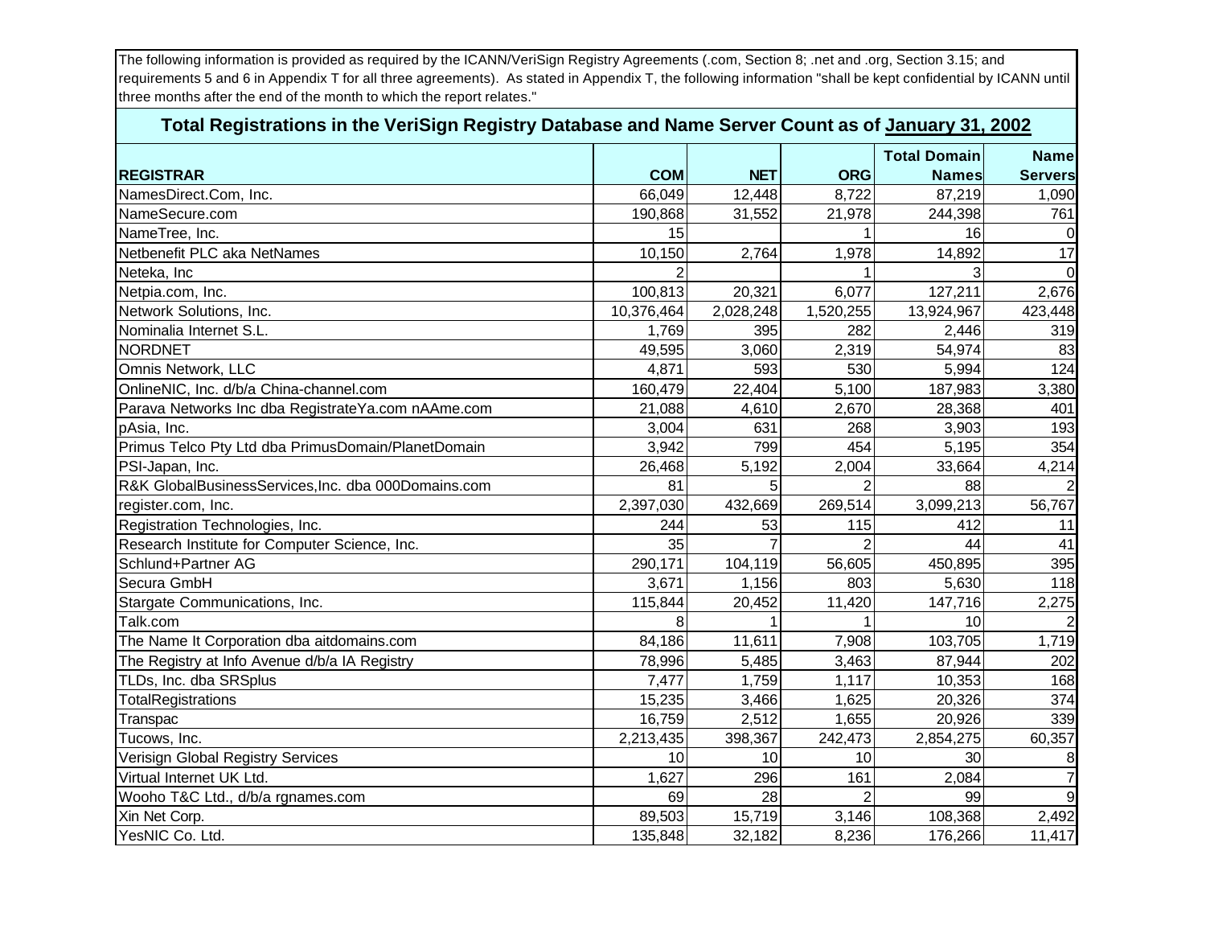The following information is provided as required by the ICANN/VeriSign Registry Agreements (.com, Section 8; .net and .org, Section 3.15; and requirements 5 and 6 in Appendix T for all three agreements). As stated in Appendix T, the following information "shall be kept confidential by ICANN until three months after the end of the month to which the report relates."

## Total Registrations in the VeriSign Registry Database and Name Server Count as of January 31, 2002

| REGISTRAR | COM | NET | ORG | Total Domain Names | Name Servers |
|---|---:|---:|---:|---:|---:|
| NamesDirect.Com, Inc. | 66,049 | 12,448 | 8,722 | 87,219 | 1,090 |
| NameSecure.com | 190,868 | 31,552 | 21,978 | 244,398 | 761 |
| NameTree, Inc. | 15 | | 1 | 16 | 0 |
| Netbenefit PLC aka NetNames | 10,150 | 2,764 | 1,978 | 14,892 | 17 |
| Neteka, Inc | 2 | | 1 | 3 | 0 |
| Netpia.com, Inc. | 100,813 | 20,321 | 6,077 | 127,211 | 2,676 |
| Network Solutions, Inc. | 10,376,464 | 2,028,248 | 1,520,255 | 13,924,967 | 423,448 |
| Nominalia Internet S.L. | 1,769 | 395 | 282 | 2,446 | 319 |
| NORDNET | 49,595 | 3,060 | 2,319 | 54,974 | 83 |
| Omnis Network, LLC | 4,871 | 593 | 530 | 5,994 | 124 |
| OnlineNIC, Inc. d/b/a China-channel.com | 160,479 | 22,404 | 5,100 | 187,983 | 3,380 |
| Parava Networks Inc dba RegistrateYa.com nAAme.com | 21,088 | 4,610 | 2,670 | 28,368 | 401 |
| pAsia, Inc. | 3,004 | 631 | 268 | 3,903 | 193 |
| Primus Telco Pty Ltd dba PrimusDomain/PlanetDomain | 3,942 | 799 | 454 | 5,195 | 354 |
| PSI-Japan, Inc. | 26,468 | 5,192 | 2,004 | 33,664 | 4,214 |
| R&K GlobalBusinessServices,Inc. dba 000Domains.com | 81 | 5 | 2 | 88 | 2 |
| register.com, Inc. | 2,397,030 | 432,669 | 269,514 | 3,099,213 | 56,767 |
| Registration Technologies, Inc. | 244 | 53 | 115 | 412 | 11 |
| Research Institute for Computer Science, Inc. | 35 | 7 | 2 | 44 | 41 |
| Schlund+Partner AG | 290,171 | 104,119 | 56,605 | 450,895 | 395 |
| Secura GmbH | 3,671 | 1,156 | 803 | 5,630 | 118 |
| Stargate Communications, Inc. | 115,844 | 20,452 | 11,420 | 147,716 | 2,275 |
| Talk.com | 8 | 1 | 1 | 10 | 2 |
| The Name It Corporation dba aitdomains.com | 84,186 | 11,611 | 7,908 | 103,705 | 1,719 |
| The Registry at Info Avenue d/b/a IA Registry | 78,996 | 5,485 | 3,463 | 87,944 | 202 |
| TLDs, Inc. dba SRSplus | 7,477 | 1,759 | 1,117 | 10,353 | 168 |
| TotalRegistrations | 15,235 | 3,466 | 1,625 | 20,326 | 374 |
| Transpac | 16,759 | 2,512 | 1,655 | 20,926 | 339 |
| Tucows, Inc. | 2,213,435 | 398,367 | 242,473 | 2,854,275 | 60,357 |
| Verisign Global Registry Services | 10 | 10 | 10 | 30 | 8 |
| Virtual Internet UK Ltd. | 1,627 | 296 | 161 | 2,084 | 7 |
| Wooho T&C Ltd., d/b/a rgnames.com | 69 | 28 | 2 | 99 | 9 |
| Xin Net Corp. | 89,503 | 15,719 | 3,146 | 108,368 | 2,492 |
| YesNIC Co. Ltd. | 135,848 | 32,182 | 8,236 | 176,266 | 11,417 |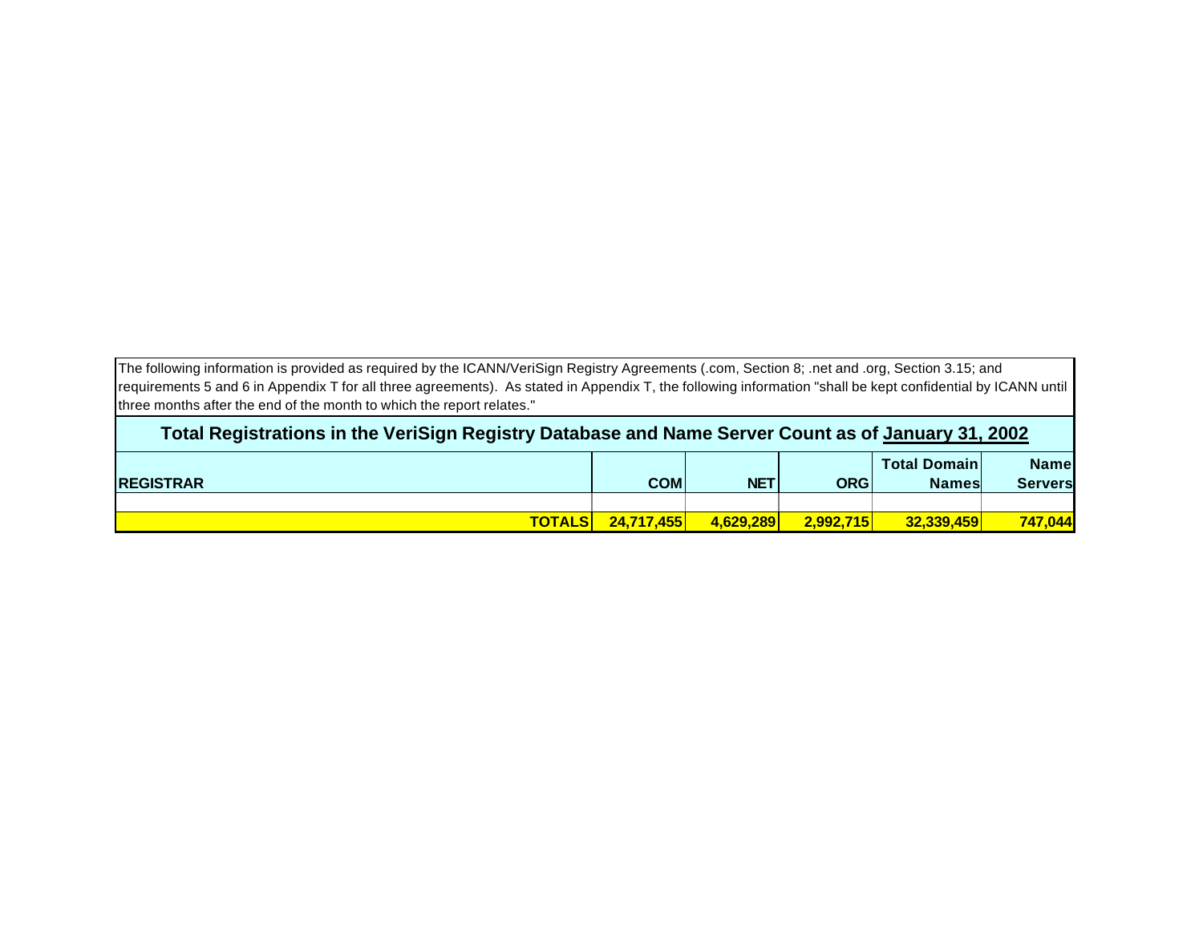The following information is provided as required by the ICANN/VeriSign Registry Agreements (.com, Section 8; .net and .org, Section 3.15; and requirements 5 and 6 in Appendix T for all three agreements). As stated in Appendix T, the following information "shall be kept confidential by ICANN until three months after the end of the month to which the report relates."

## Total Registrations in the VeriSign Registry Database and Name Server Count as of January 31, 2002

| REGISTRAR | COM | NET | ORG | Total Domain Names | Name Servers |
|---|---|---|---|---|---|
| | | | | | |
| **TOTALS** | **24,717,455** | **4,629,289** | **2,992,715** | **32,339,459** | **747,044** |